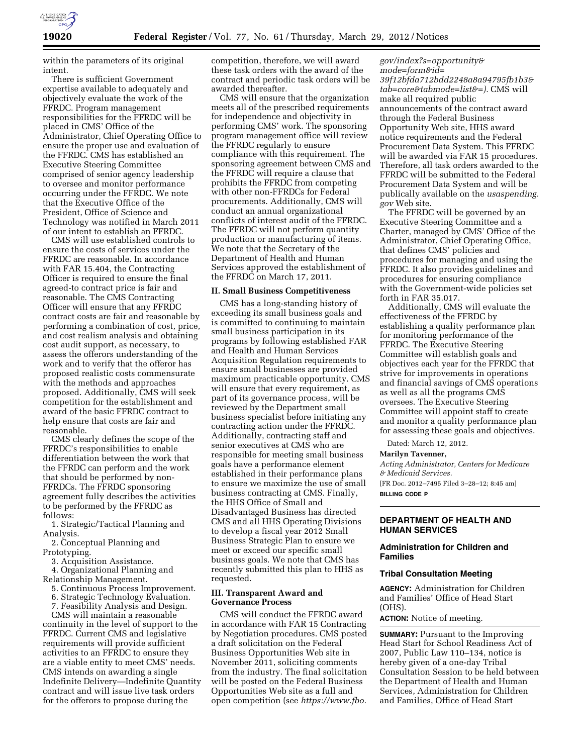within the parameters of its original intent.

There is sufficient Government expertise available to adequately and objectively evaluate the work of the FFRDC. Program management responsibilities for the FFRDC will be placed in CMS' Office of the Administrator, Chief Operating Office to ensure the proper use and evaluation of the FFRDC. CMS has established an Executive Steering Committee comprised of senior agency leadership to oversee and monitor performance occurring under the FFRDC. We note that the Executive Office of the President, Office of Science and Technology was notified in March 2011 of our intent to establish an FFRDC.

CMS will use established controls to ensure the costs of services under the FFRDC are reasonable. In accordance with FAR 15.404, the Contracting Officer is required to ensure the final agreed-to contract price is fair and reasonable. The CMS Contracting Officer will ensure that any FFRDC contract costs are fair and reasonable by performing a combination of cost, price, and cost realism analysis and obtaining cost audit support, as necessary, to assess the offerors understanding of the work and to verify that the offeror has proposed realistic costs commensurate with the methods and approaches proposed. Additionally, CMS will seek competition for the establishment and award of the basic FFRDC contract to help ensure that costs are fair and reasonable.

CMS clearly defines the scope of the FFRDC's responsibilities to enable differentiation between the work that the FFRDC can perform and the work that should be performed by non-FFRDCs. The FFRDC sponsoring agreement fully describes the activities to be performed by the FFRDC as follows:

1. Strategic/Tactical Planning and Analysis.
2. Conceptual Planning and Prototyping.
3. Acquisition Assistance.
4. Organizational Planning and Relationship Management.
5. Continuous Process Improvement.
6. Strategic Technology Evaluation.
7. Feasibility Analysis and Design.

CMS will maintain a reasonable continuity in the level of support to the FFRDC. Current CMS and legislative requirements will provide sufficient activities to an FFRDC to ensure they are a viable entity to meet CMS' needs. CMS intends on awarding a single Indefinite Delivery—Indefinite Quantity contract and will issue live task orders for the offerors to propose during the competition, therefore, we will award these task orders with the award of the contract and periodic task orders will be awarded thereafter.

CMS will ensure that the organization meets all of the prescribed requirements for independence and objectivity in performing CMS' work. The sponsoring program management office will review the FFRDC regularly to ensure compliance with this requirement. The sponsoring agreement between CMS and the FFRDC will require a clause that prohibits the FFRDC from competing with other non-FFRDCs for Federal procurements. Additionally, CMS will conduct an annual organizational conflicts of interest audit of the FFRDC. The FFRDC will not perform quantity production or manufacturing of items. We note that the Secretary of the Department of Health and Human Services approved the establishment of the FFRDC on March 17, 2011.

## II. Small Business Competitiveness

CMS has a long-standing history of exceeding its small business goals and is committed to continuing to maintain small business participation in its programs by following established FAR and Health and Human Services Acquisition Regulation requirements to ensure small businesses are provided maximum practicable opportunity. CMS will ensure that every requirement, as part of its governance process, will be reviewed by the Department small business specialist before initiating any contracting action under the FFRDC. Additionally, contracting staff and senior executives at CMS who are responsible for meeting small business goals have a performance element established in their performance plans to ensure we maximize the use of small business contracting at CMS. Finally, the HHS Office of Small and Disadvantaged Business has directed CMS and all HHS Operating Divisions to develop a fiscal year 2012 Small Business Strategic Plan to ensure we meet or exceed our specific small business goals. We note that CMS has recently submitted this plan to HHS as requested.

## III. Transparent Award and Governance Process

CMS will conduct the FFRDC award in accordance with FAR 15 Contracting by Negotiation procedures. CMS posted a draft solicitation on the Federal Business Opportunities Web site in November 2011, soliciting comments from the industry. The final solicitation will be posted on the Federal Business Opportunities Web site as a full and open competition (see *https://www.fbo.gov/index?s=opportunity&mode=form&id=39f12bfda712bdd2248a8a94795fb1b3&tab=core&tabmode=list&=).* CMS will make all required public announcements of the contract award through the Federal Business Opportunity Web site, HHS award notice requirements and the Federal Procurement Data System. This FFRDC will be awarded via FAR 15 procedures. Therefore, all task orders awarded to the FFRDC will be submitted to the Federal Procurement Data System and will be publically available on the *usaspending.gov* Web site.

The FFRDC will be governed by an Executive Steering Committee and a Charter, managed by CMS' Office of the Administrator, Chief Operating Office, that defines CMS' policies and procedures for managing and using the FFRDC. It also provides guidelines and procedures for ensuring compliance with the Government-wide policies set forth in FAR 35.017.

Additionally, CMS will evaluate the effectiveness of the FFRDC by establishing a quality performance plan for monitoring performance of the FFRDC. The Executive Steering Committee will establish goals and objectives each year for the FFRDC that strive for improvements in operations and financial savings of CMS operations as well as all the programs CMS oversees. The Executive Steering Committee will appoint staff to create and monitor a quality performance plan for assessing these goals and objectives.

Dated: March 12, 2012.

**Marilyn Tavenner,**

*Acting Administrator, Centers for Medicare & Medicaid Services.*

[FR Doc. 2012–7495 Filed 3–28–12; 8:45 am]

**BILLING CODE P**

---

## DEPARTMENT OF HEALTH AND HUMAN SERVICES

### Administration for Children and Families

### Tribal Consultation Meeting

**AGENCY:** Administration for Children and Families' Office of Head Start (OHS).

**ACTION:** Notice of meeting.

**SUMMARY:** Pursuant to the Improving Head Start for School Readiness Act of 2007, Public Law 110–134, notice is hereby given of a one-day Tribal Consultation Session to be held between the Department of Health and Human Services, Administration for Children and Families, Office of Head Start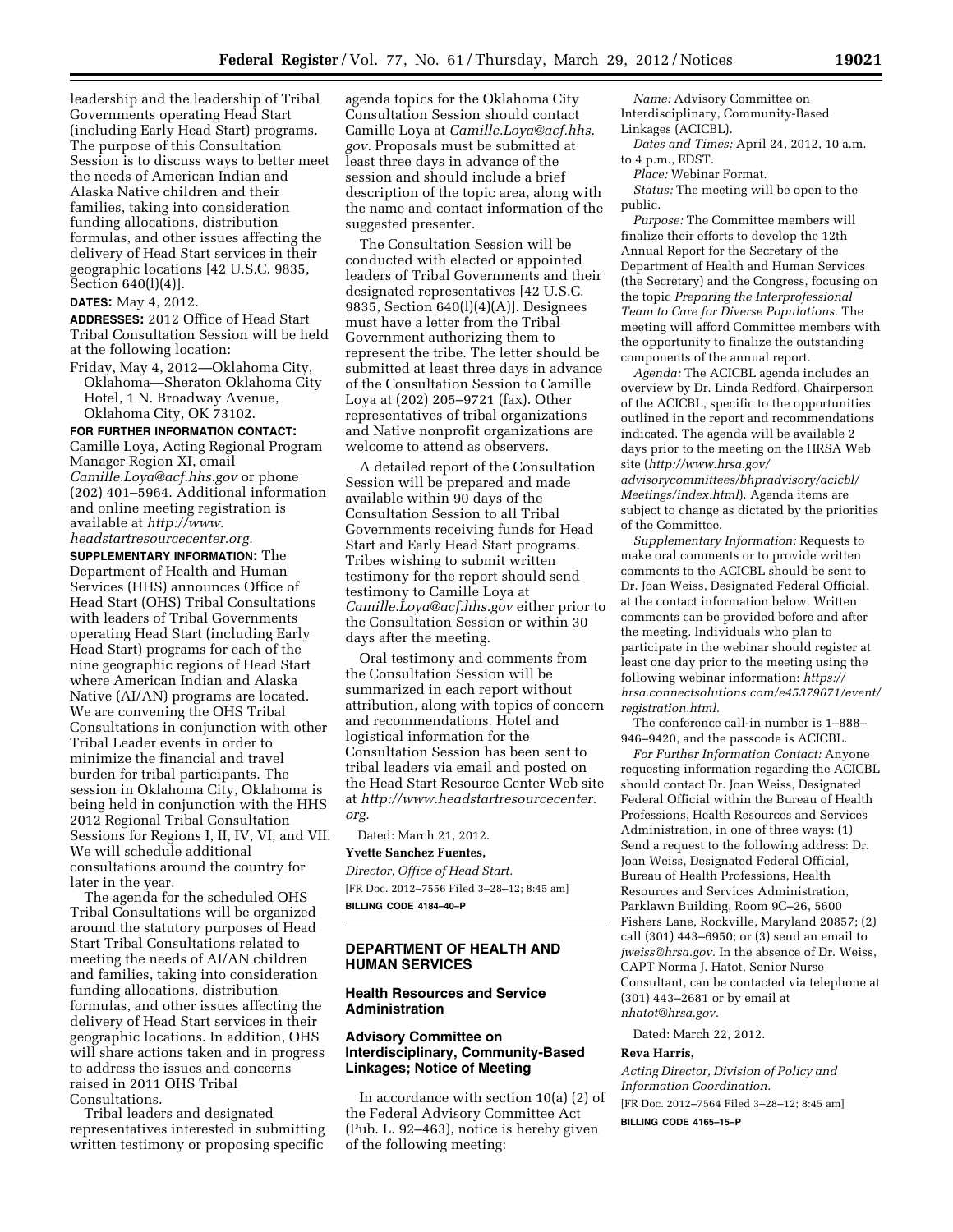leadership and the leadership of Tribal Governments operating Head Start (including Early Head Start) programs. The purpose of this Consultation Session is to discuss ways to better meet the needs of American Indian and Alaska Native children and their families, taking into consideration funding allocations, distribution formulas, and other issues affecting the delivery of Head Start services in their geographic locations [42 U.S.C. 9835, Section 640(l)(4)].

**DATES:** May 4, 2012.

**ADDRESSES:** 2012 Office of Head Start Tribal Consultation Session will be held at the following location:

Friday, May 4, 2012—Oklahoma City, Oklahoma—Sheraton Oklahoma City Hotel, 1 N. Broadway Avenue, Oklahoma City, OK 73102.

**FOR FURTHER INFORMATION CONTACT:** Camille Loya, Acting Regional Program Manager Region XI, email *Camille.Loya@acf.hhs.gov* or phone (202) 401–5964. Additional information and online meeting registration is available at *http://www.headstartresourcecenter.org.*

**SUPPLEMENTARY INFORMATION:** The Department of Health and Human Services (HHS) announces Office of Head Start (OHS) Tribal Consultations with leaders of Tribal Governments operating Head Start (including Early Head Start) programs for each of the nine geographic regions of Head Start where American Indian and Alaska Native (AI/AN) programs are located. We are convening the OHS Tribal Consultations in conjunction with other Tribal Leader events in order to minimize the financial and travel burden for tribal participants. The session in Oklahoma City, Oklahoma is being held in conjunction with the HHS 2012 Regional Tribal Consultation Sessions for Regions I, II, IV, VI, and VII. We will schedule additional consultations around the country for later in the year.

The agenda for the scheduled OHS Tribal Consultations will be organized around the statutory purposes of Head Start Tribal Consultations related to meeting the needs of AI/AN children and families, taking into consideration funding allocations, distribution formulas, and other issues affecting the delivery of Head Start services in their geographic locations. In addition, OHS will share actions taken and in progress to address the issues and concerns raised in 2011 OHS Tribal Consultations.

Tribal leaders and designated representatives interested in submitting written testimony or proposing specific agenda topics for the Oklahoma City Consultation Session should contact Camille Loya at *Camille.Loya@acf.hhs.gov.* Proposals must be submitted at least three days in advance of the session and should include a brief description of the topic area, along with the name and contact information of the suggested presenter.

The Consultation Session will be conducted with elected or appointed leaders of Tribal Governments and their designated representatives [42 U.S.C. 9835, Section 640(l)(4)(A)]. Designees must have a letter from the Tribal Government authorizing them to represent the tribe. The letter should be submitted at least three days in advance of the Consultation Session to Camille Loya at (202) 205–9721 (fax). Other representatives of tribal organizations and Native nonprofit organizations are welcome to attend as observers.

A detailed report of the Consultation Session will be prepared and made available within 90 days of the Consultation Session to all Tribal Governments receiving funds for Head Start and Early Head Start programs. Tribes wishing to submit written testimony for the report should send testimony to Camille Loya at *Camille.Loya@acf.hhs.gov* either prior to the Consultation Session or within 30 days after the meeting.

Oral testimony and comments from the Consultation Session will be summarized in each report without attribution, along with topics of concern and recommendations. Hotel and logistical information for the Consultation Session has been sent to tribal leaders via email and posted on the Head Start Resource Center Web site at *http://www.headstartresourcecenter.org.*

Dated: March 21, 2012.

**Yvette Sanchez Fuentes,**

*Director, Office of Head Start.*

[FR Doc. 2012–7556 Filed 3–28–12; 8:45 am]

**BILLING CODE 4184–40–P**

## DEPARTMENT OF HEALTH AND HUMAN SERVICES

### Health Resources and Service Administration

### Advisory Committee on Interdisciplinary, Community-Based Linkages; Notice of Meeting

In accordance with section 10(a) (2) of the Federal Advisory Committee Act (Pub. L. 92–463), notice is hereby given of the following meeting:

*Name:* Advisory Committee on Interdisciplinary, Community-Based Linkages (ACICBL).

*Dates and Times:* April 24, 2012, 10 a.m. to 4 p.m., EDST.

*Place:* Webinar Format.

*Status:* The meeting will be open to the public.

*Purpose:* The Committee members will finalize their efforts to develop the 12th Annual Report for the Secretary of the Department of Health and Human Services (the Secretary) and the Congress, focusing on the topic *Preparing the Interprofessional Team to Care for Diverse Populations.* The meeting will afford Committee members with the opportunity to finalize the outstanding components of the annual report.

*Agenda:* The ACICBL agenda includes an overview by Dr. Linda Redford, Chairperson of the ACICBL, specific to the opportunities outlined in the report and recommendations indicated. The agenda will be available 2 days prior to the meeting on the HRSA Web site (*http://www.hrsa.gov/advisorycommittees/bhpradvisory/acicbl/Meetings/index.html*). Agenda items are subject to change as dictated by the priorities of the Committee.

*Supplementary Information:* Requests to make oral comments or to provide written comments to the ACICBL should be sent to Dr. Joan Weiss, Designated Federal Official, at the contact information below. Written comments can be provided before and after the meeting. Individuals who plan to participate in the webinar should register at least one day prior to the meeting using the following webinar information: *https://hrsa.connectsolutions.com/e45379671/event/registration.html.*

The conference call-in number is 1–888–946–9420, and the passcode is ACICBL.

*For Further Information Contact:* Anyone requesting information regarding the ACICBL should contact Dr. Joan Weiss, Designated Federal Official within the Bureau of Health Professions, Health Resources and Services Administration, in one of three ways: (1) Send a request to the following address: Dr. Joan Weiss, Designated Federal Official, Bureau of Health Professions, Health Resources and Services Administration, Parklawn Building, Room 9C–26, 5600 Fishers Lane, Rockville, Maryland 20857; (2) call (301) 443–6950; or (3) send an email to *jweiss@hrsa.gov.* In the absence of Dr. Weiss, CAPT Norma J. Hatot, Senior Nurse Consultant, can be contacted via telephone at (301) 443–2681 or by email at *nhatot@hrsa.gov.*

Dated: March 22, 2012.

**Reva Harris,**

*Acting Director, Division of Policy and Information Coordination.*

[FR Doc. 2012–7564 Filed 3–28–12; 8:45 am]

**BILLING CODE 4165–15–P**